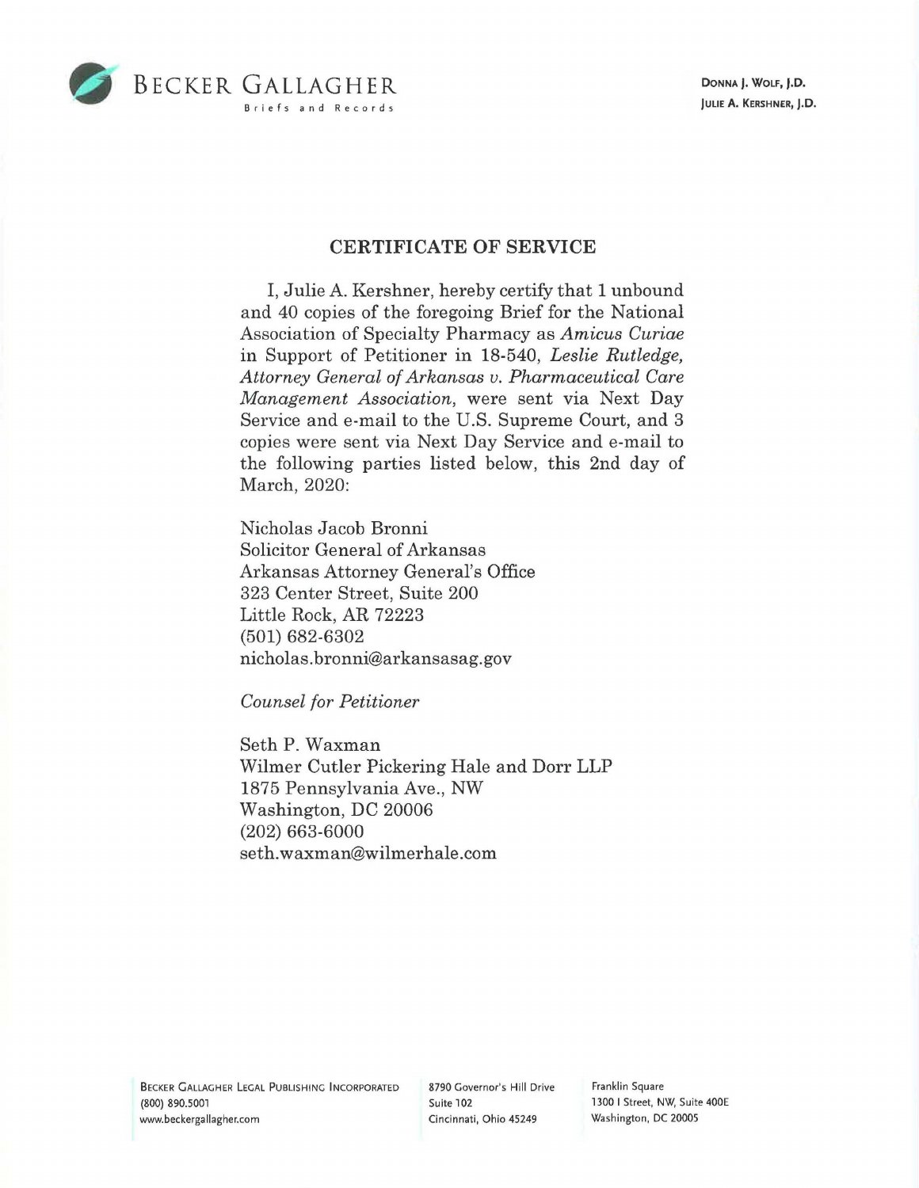BECKER GALLAGHER
Briefs and Records

DONNA J. WOLF, J.D.
JULIE A. KERSHNER, J.D.

## CERTIFICATE OF SERVICE

I, Julie A. Kershner, hereby certify that 1 unbound and 40 copies of the foregoing Brief for the National Association of Specialty Pharmacy as *Amicus Curiae* in Support of Petitioner in 18-540, *Leslie Rutledge, Attorney General of Arkansas v. Pharmaceutical Care Management Association,* were sent via Next Day Service and e-mail to the U.S. Supreme Court, and 3 copies were sent via Next Day Service and e-mail to the following parties listed below, this 2nd day of March, 2020:

Nicholas Jacob Bronni
Solicitor General of Arkansas
Arkansas Attorney General's Office
323 Center Street, Suite 200
Little Rock, AR 72223
(501) 682-6302
nicholas.bronni@arkansasag.gov

*Counsel for Petitioner*

Seth P. Waxman
Wilmer Cutler Pickering Hale and Dorr LLP
1875 Pennsylvania Ave., NW
Washington, DC 20006
(202) 663-6000
seth.waxman@wilmerhale.com

BECKER GALLAGHER LEGAL PUBLISHING INCORPORATED
(800) 890.5001
www.beckergallagher.com

8790 Governor's Hill Drive
Suite 102
Cincinnati, Ohio 45249

Franklin Square
1300 I Street, NW, Suite 400E
Washington, DC 20005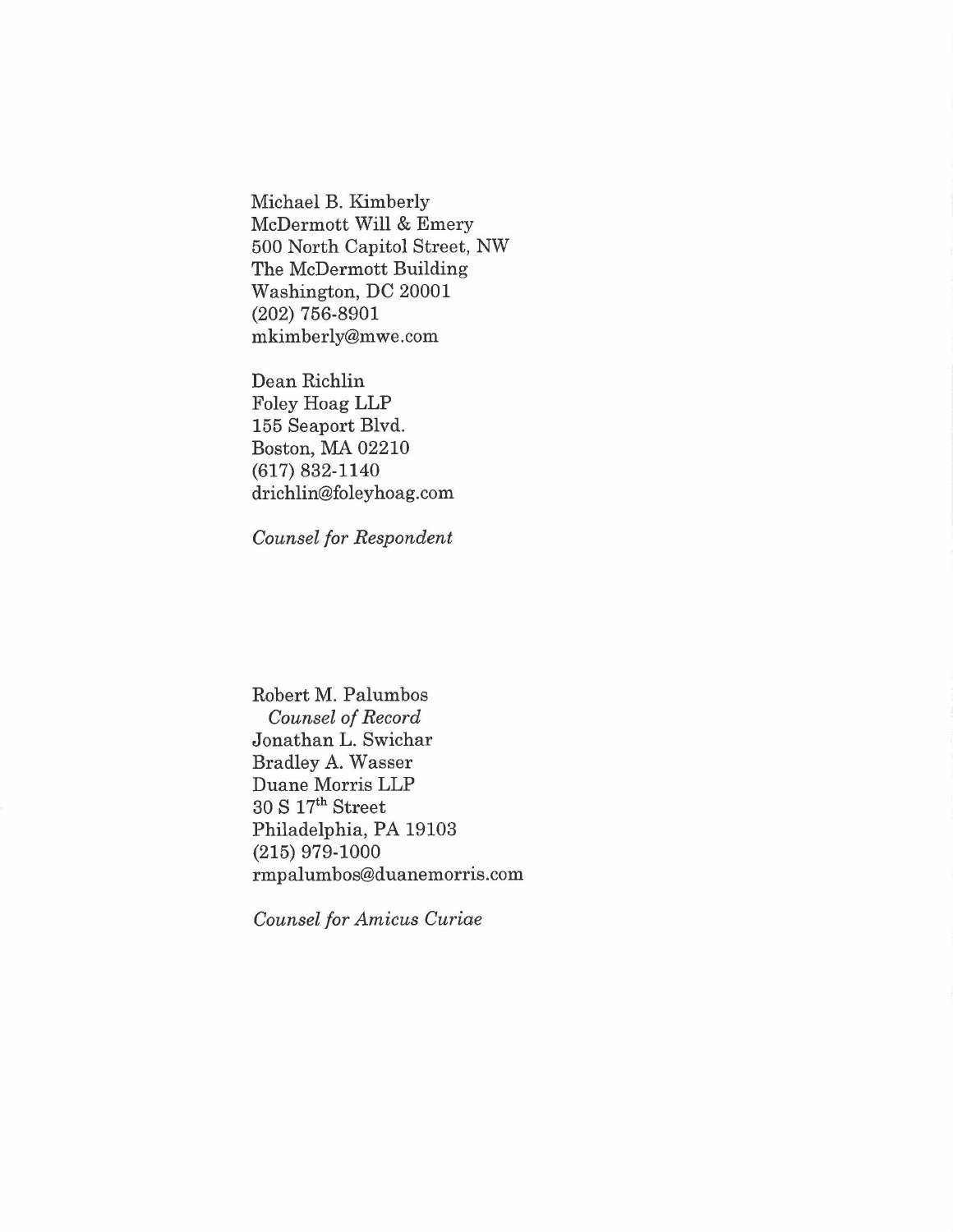Michael B. Kimberly
McDermott Will & Emery
500 North Capitol Street, NW
The McDermott Building
Washington, DC 20001
(202) 756-8901
mkimberly@mwe.com

Dean Richlin
Foley Hoag LLP
155 Seaport Blvd.
Boston, MA 02210
(617) 832-1140
drichlin@foleyhoag.com

*Counsel for Respondent*

Robert M. Palumbos
*Counsel of Record*
Jonathan L. Swichar
Bradley A. Wasser
Duane Morris LLP
30 S 17th Street
Philadelphia, PA 19103
(215) 979-1000
rmpalumbos@duanemorris.com

*Counsel for Amicus Curiae*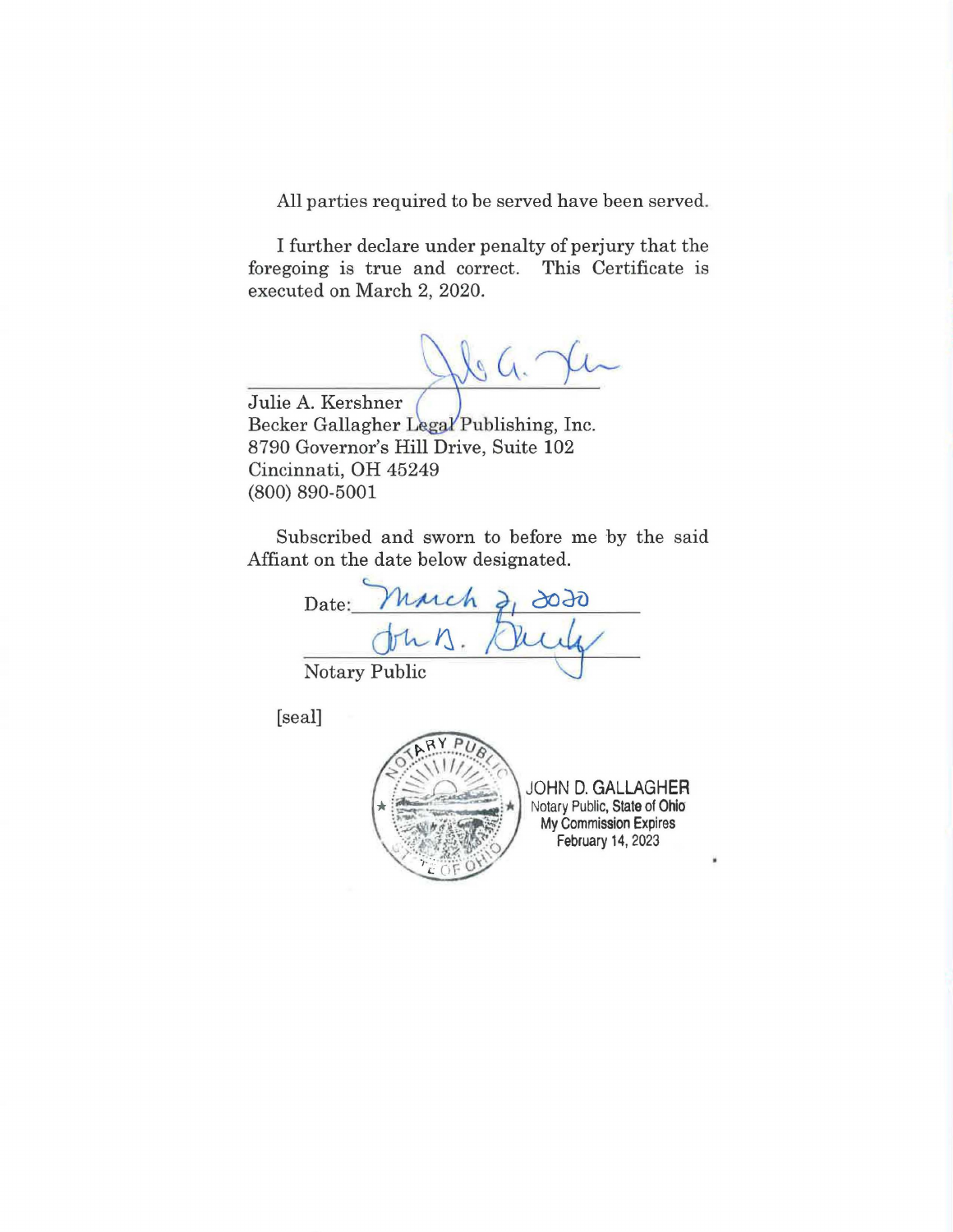All parties required to be served have been served.

I further declare under penalty of perjury that the foregoing is true and correct. This Certificate is executed on March 2, 2020.

Julie A. Kershner
Becker Gallagher Legal Publishing, Inc.
8790 Governor's Hill Drive, Suite 102
Cincinnati, OH 45249
(800) 890-5001

Subscribed and sworn to before me by the said Affiant on the date below designated.

Date: March 2, 2020

Notary Public

[seal]

NOTARY PUBLIC
STATE OF OHIO

JOHN D. GALLAGHER
Notary Public, State of Ohio
My Commission Expires
February 14, 2023